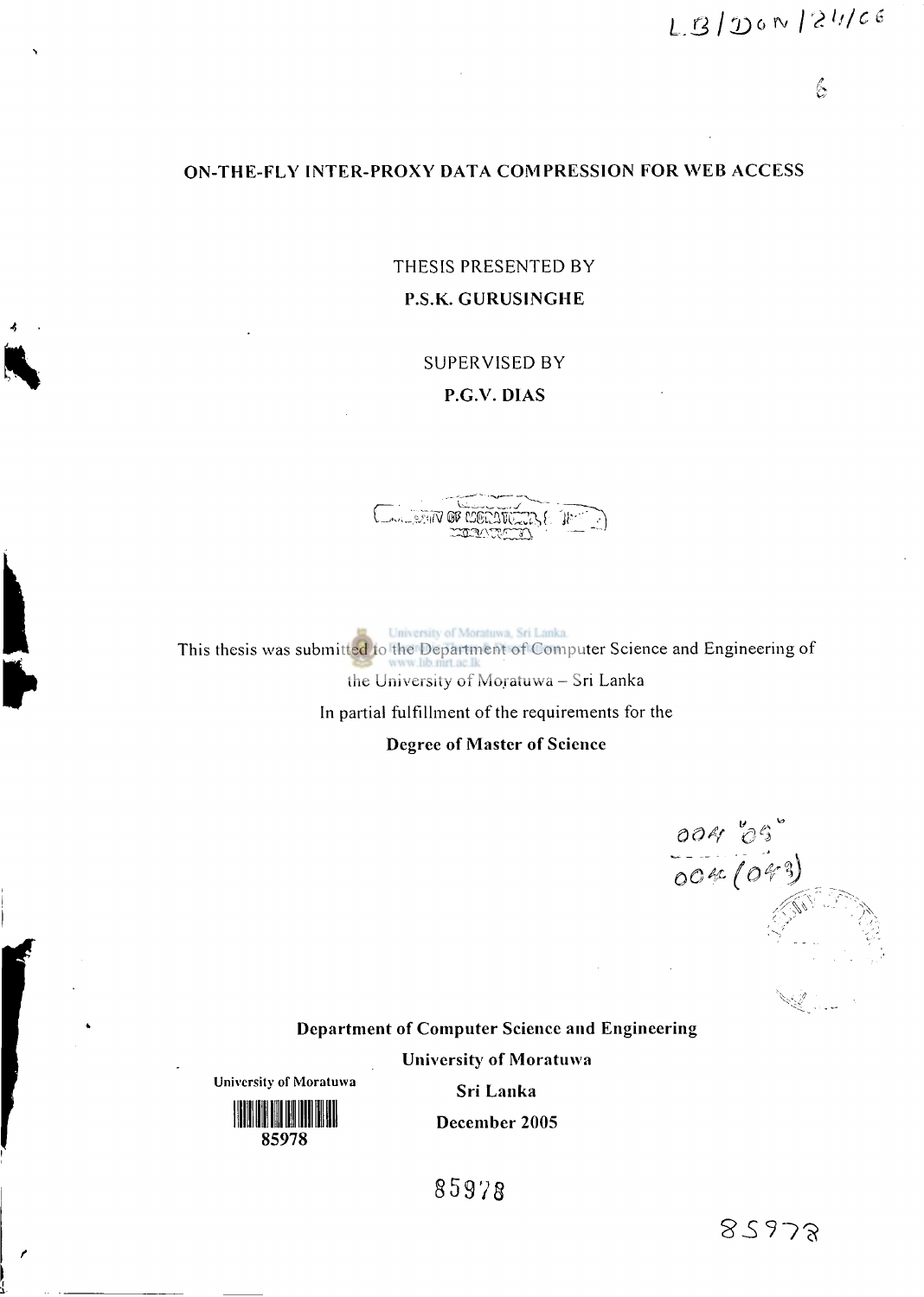# ON-THE-FLY INTER-PROXY DATA COMPRESSION FOR WEB ACCESS

THESIS PRESENTED BY

**P.S.K. GURUSINGHE**

SUPERVISED BY

**P.G.V. DIAS**

This thesis was submitted to the Department of Computer Science and Engineering of the University of Moratuwa – Sri Lanka

In partial fulfillment of the requirements for the

**Degree of Master of Science**

**Department of Computer Science and Engineering**

**University of Moratuwa**

**Sri Lanka**

**December 2005**

University of Moratuwa

85978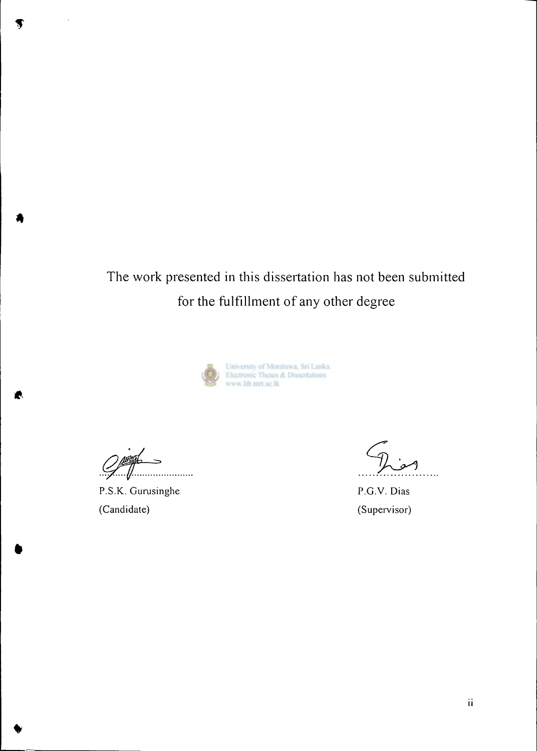The work presented in this dissertation has not been submitted for the fulfillment of any other degree

University of Moratuwa, Sri Lanka.
Electronic Theses & Dissertations
www.lib.mrt.ac.lk

.................................
P.S.K. Gurusinghe
(Candidate)

.......................
P.G.V. Dias
(Supervisor)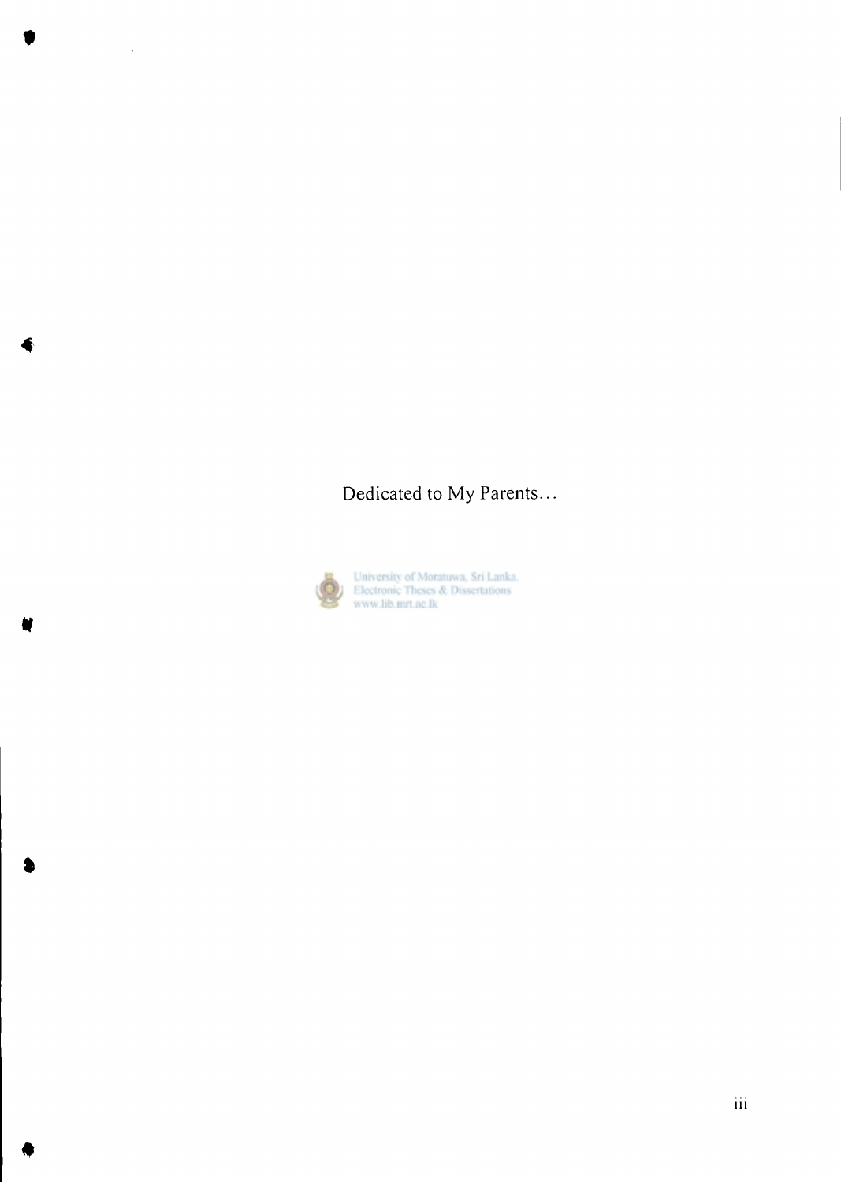Dedicated to My Parents…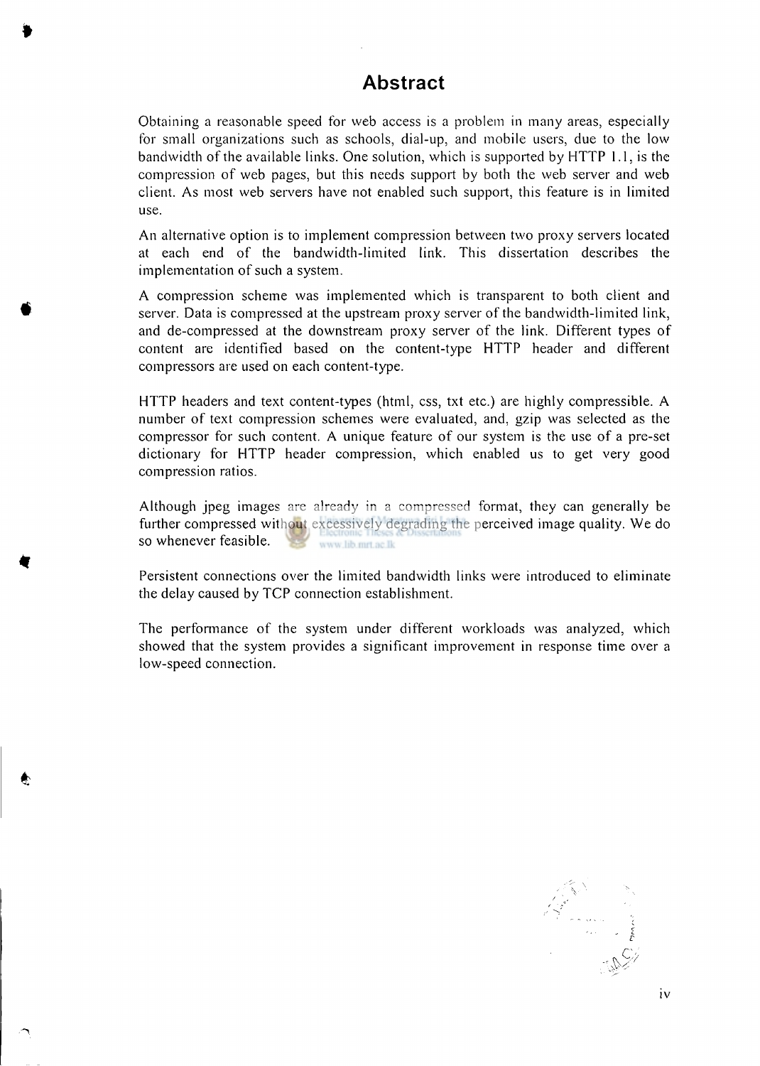# Abstract

Obtaining a reasonable speed for web access is a problem in many areas, especially for small organizations such as schools, dial-up, and mobile users, due to the low bandwidth of the available links. One solution, which is supported by HTTP 1.1, is the compression of web pages, but this needs support by both the web server and web client. As most web servers have not enabled such support, this feature is in limited use.

An alternative option is to implement compression between two proxy servers located at each end of the bandwidth-limited link. This dissertation describes the implementation of such a system.

A compression scheme was implemented which is transparent to both client and server. Data is compressed at the upstream proxy server of the bandwidth-limited link, and de-compressed at the downstream proxy server of the link. Different types of content are identified based on the content-type HTTP header and different compressors are used on each content-type.

HTTP headers and text content-types (html, css, txt etc.) are highly compressible. A number of text compression schemes were evaluated, and, gzip was selected as the compressor for such content. A unique feature of our system is the use of a pre-set dictionary for HTTP header compression, which enabled us to get very good compression ratios.

Although jpeg images are already in a compressed format, they can generally be further compressed without excessively degrading the perceived image quality. We do so whenever feasible.

Persistent connections over the limited bandwidth links were introduced to eliminate the delay caused by TCP connection establishment.

The performance of the system under different workloads was analyzed, which showed that the system provides a significant improvement in response time over a low-speed connection.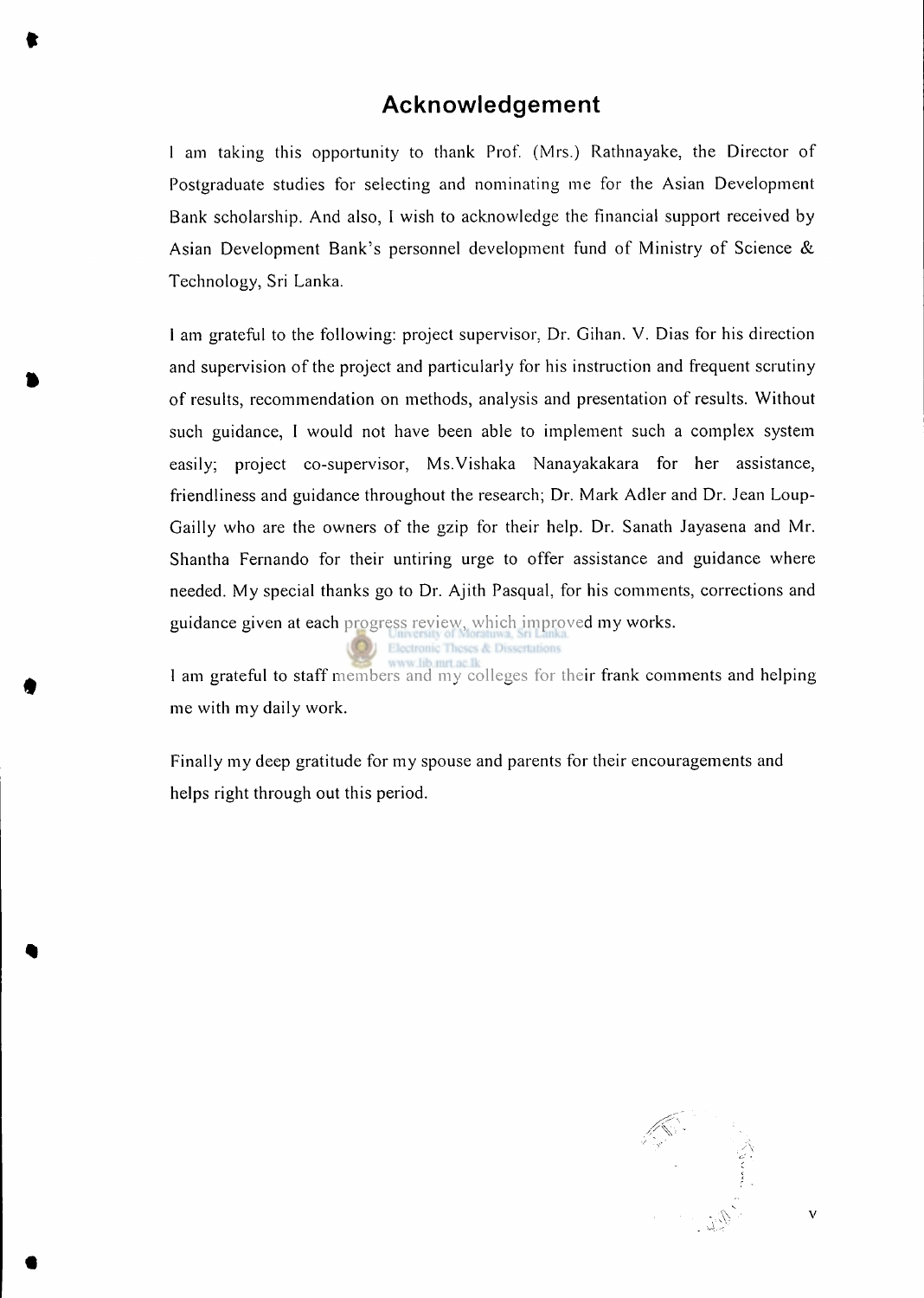# Acknowledgement

I am taking this opportunity to thank Prof. (Mrs.) Rathnayake, the Director of Postgraduate studies for selecting and nominating me for the Asian Development Bank scholarship. And also, I wish to acknowledge the financial support received by Asian Development Bank's personnel development fund of Ministry of Science & Technology, Sri Lanka.

I am grateful to the following: project supervisor, Dr. Gihan. V. Dias for his direction and supervision of the project and particularly for his instruction and frequent scrutiny of results, recommendation on methods, analysis and presentation of results. Without such guidance, I would not have been able to implement such a complex system easily; project co-supervisor, Ms.Vishaka Nanayakakara for her assistance, friendliness and guidance throughout the research; Dr. Mark Adler and Dr. Jean Loup-Gailly who are the owners of the gzip for their help. Dr. Sanath Jayasena and Mr. Shantha Fernando for their untiring urge to offer assistance and guidance where needed. My special thanks go to Dr. Ajith Pasqual, for his comments, corrections and guidance given at each progress review, which improved my works.

I am grateful to staff members and my colleges for their frank comments and helping me with my daily work.

Finally my deep gratitude for my spouse and parents for their encouragements and helps right through out this period.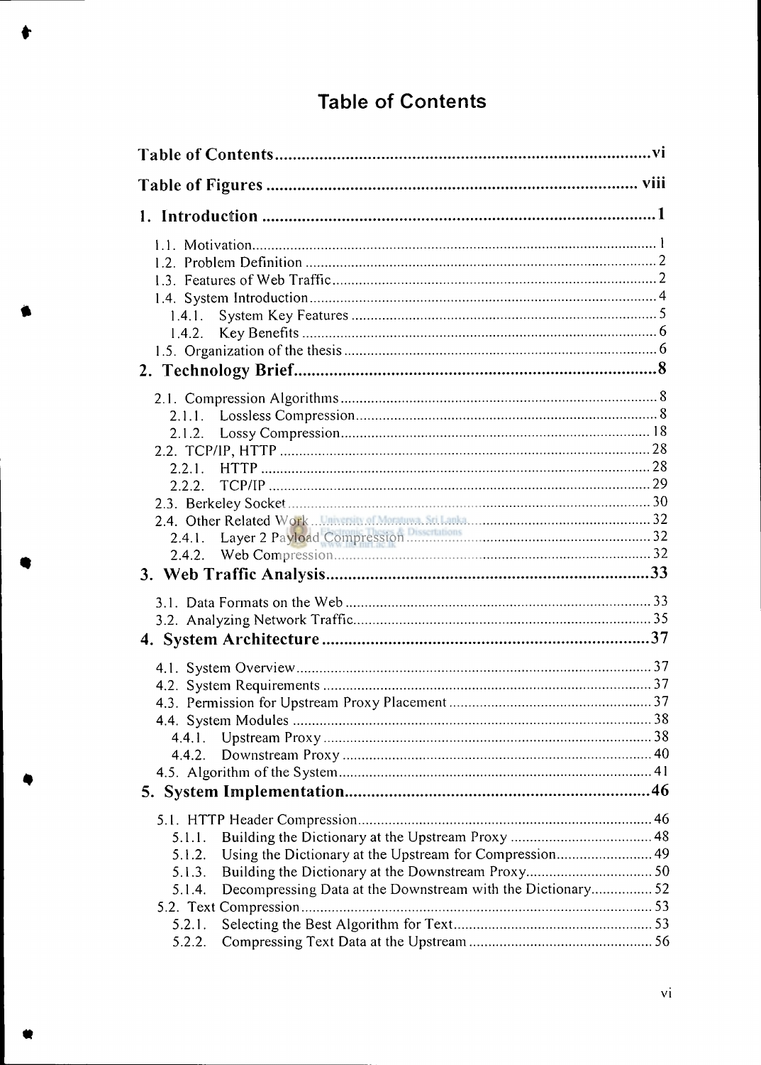# Table of Contents

**Table of Contents** .......................................................................................vi

**Table of Figures** ..................................................................................... viii

**1. Introduction** .........................................................................................1

1.1. Motivation..........................................................................................................1
1.2. Problem Definition ............................................................................................2
1.3. Features of Web Traffic.....................................................................................2
1.4. System Introduction...........................................................................................4
  1.4.1. System Key Features ................................................................................5
  1.4.2. Key Benefits .............................................................................................6
1.5. Organization of the thesis..................................................................................6

**2. Technology Brief**...................................................................................8

2.1. Compression Algorithms...................................................................................8
  2.1.1. Lossless Compression...............................................................................8
  2.1.2. Lossy Compression.................................................................................18
2.2. TCP/IP, HTTP .................................................................................................28
  2.2.1. HTTP ......................................................................................................28
  2.2.2. TCP/IP ....................................................................................................29
2.3. Berkeley Socket...............................................................................................30
2.4. Other Related Work.........................................................................................32
  2.4.1. Layer 2 Payload Compression ...............................................................32
  2.4.2. Web Compression...................................................................................32

**3. Web Traffic Analysis**..........................................................................33

3.1. Data Formats on the Web ................................................................................33
3.2. Analyzing Network Traffic..............................................................................35

**4. System Architecture**..........................................................................37

4.1. System Overview.............................................................................................37
4.2. System Requirements ......................................................................................37
4.3. Permission for Upstream Proxy Placement .....................................................37
4.4. System Modules ..............................................................................................38
  4.4.1. Upstream Proxy ......................................................................................38
  4.4.2. Downstream Proxy .................................................................................40
4.5. Algorithm of the System..................................................................................41

**5. System Implementation**.....................................................................46

5.1. HTTP Header Compression.............................................................................46
  5.1.1. Building the Dictionary at the Upstream Proxy .....................................48
  5.1.2. Using the Dictionary at the Upstream for Compression.........................49
  5.1.3. Building the Dictionary at the Downstream Proxy.................................50
  5.1.4. Decompressing Data at the Downstream with the Dictionary................52
5.2. Text Compression............................................................................................53
  5.2.1. Selecting the Best Algorithm for Text....................................................53
  5.2.2. Compressing Text Data at the Upstream ................................................56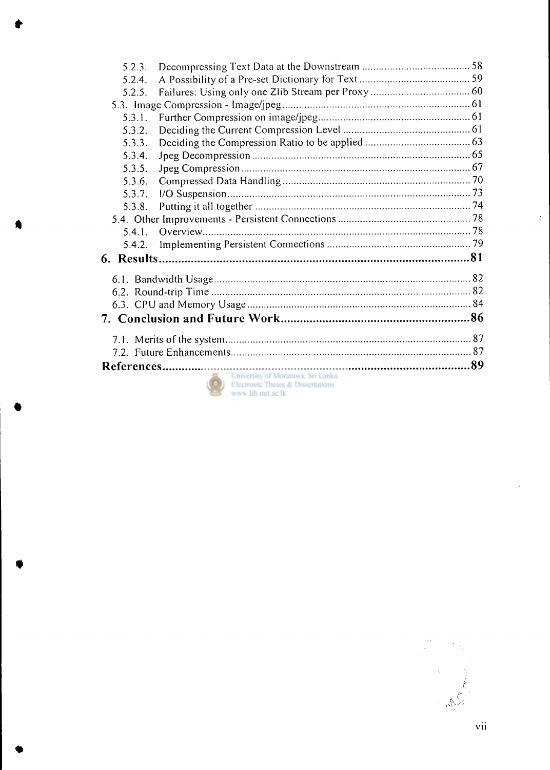5.2.3. Decompressing Text Data at the Downstream ........................................ 58
5.2.4. A Possibility of a Pre-set Dictionary for Text ........................................ 59
5.2.5. Failures: Using only one Zlib Stream per Proxy ........................................ 60
5.3. Image Compression - Image/jpeg ........................................ 61
5.3.1. Further Compression on image/jpeg ........................................ 61
5.3.2. Deciding the Current Compression Level ........................................ 61
5.3.3. Deciding the Compression Ratio to be applied ........................................ 63
5.3.4. Jpeg Decompression ........................................ 65
5.3.5. Jpeg Compression ........................................ 67
5.3.6. Compressed Data Handling ........................................ 70
5.3.7. I/O Suspension ........................................ 73
5.3.8. Putting it all together ........................................ 74
5.4. Other Improvements - Persistent Connections ........................................ 78
5.4.1. Overview ........................................ 78
5.4.2. Implementing Persistent Connections ........................................ 79

**6. Results ........................................ 81**

6.1. Bandwidth Usage ........................................ 82
6.2. Round-trip Time ........................................ 82
6.3. CPU and Memory Usage ........................................ 84

**7. Conclusion and Future Work ........................................ 86**

7.1. Merits of the system ........................................ 87
7.2. Future Enhancements ........................................ 87

**References ........................................ 89**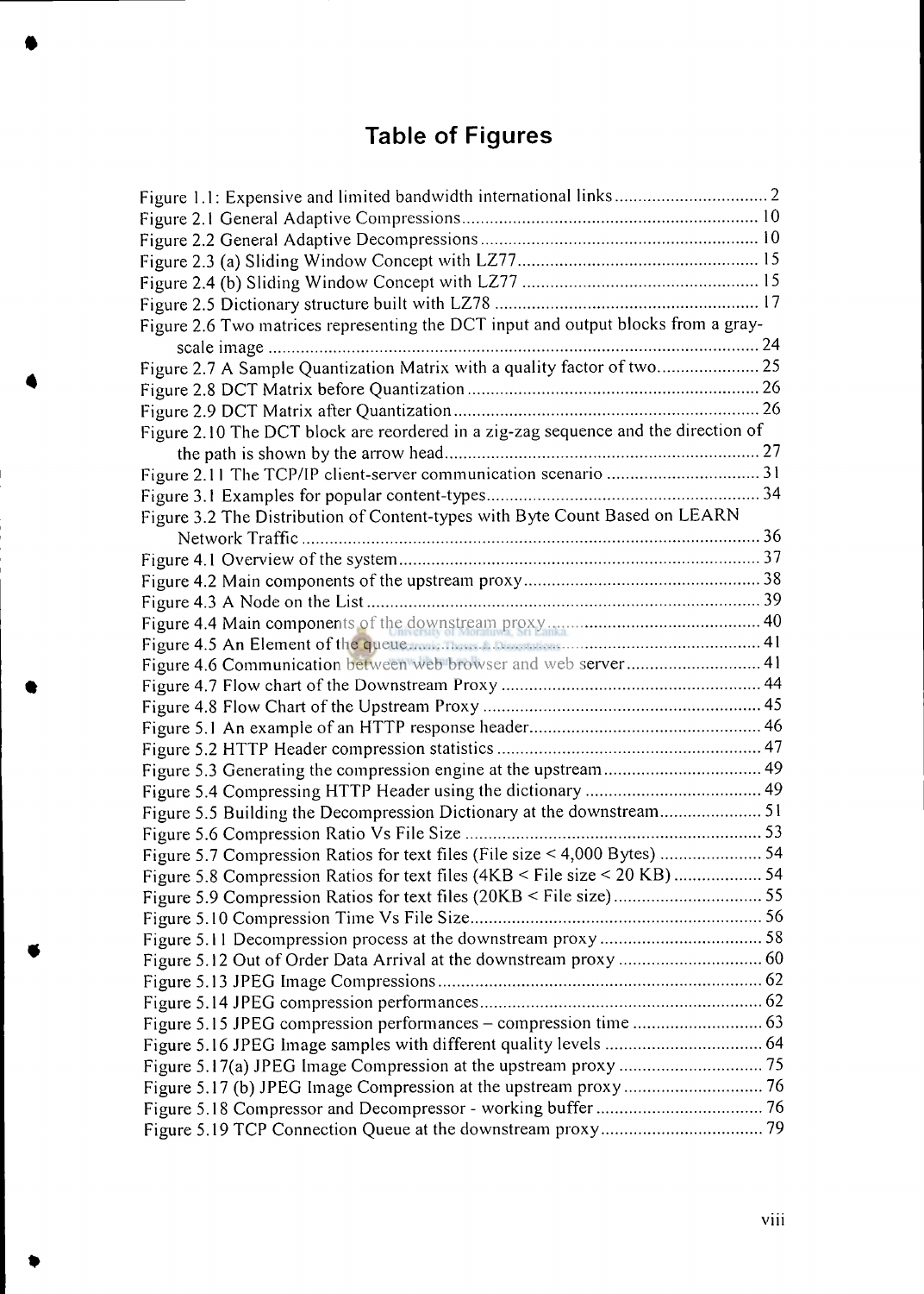# Table of Figures

Figure 1.1: Expensive and limited bandwidth international links ................................. 2
Figure 2.1 General Adaptive Compressions ................................................................ 10
Figure 2.2 General Adaptive Decompressions ............................................................ 10
Figure 2.3 (a) Sliding Window Concept with LZ77 .................................................... 15
Figure 2.4 (b) Sliding Window Concept with LZ77 .................................................... 15
Figure 2.5 Dictionary structure built with LZ78 ......................................................... 17
Figure 2.6 Two matrices representing the DCT input and output blocks from a gray-scale image ........................................................................................................... 24
Figure 2.7 A Sample Quantization Matrix with a quality factor of two ....................... 25
Figure 2.8 DCT Matrix before Quantization ............................................................... 26
Figure 2.9 DCT Matrix after Quantization .................................................................. 26
Figure 2.10 The DCT block are reordered in a zig-zag sequence and the direction of the path is shown by the arrow head .................................................................... 27
Figure 2.11 The TCP/IP client-server communication scenario ................................. 31
Figure 3.1 Examples for popular content-types ........................................................... 34
Figure 3.2 The Distribution of Content-types with Byte Count Based on LEARN Network Traffic ..................................................................................................... 36
Figure 4.1 Overview of the system .............................................................................. 37
Figure 4.2 Main components of the upstream proxy ................................................... 38
Figure 4.3 A Node on the List ..................................................................................... 39
Figure 4.4 Main components of the downstream proxy .............................................. 40
Figure 4.5 An Element of the queue ............................................................................ 41
Figure 4.6 Communication between web browser and web server ............................. 41
Figure 4.7 Flow chart of the Downstream Proxy ......................................................... 44
Figure 4.8 Flow Chart of the Upstream Proxy ............................................................. 45
Figure 5.1 An example of an HTTP response header .................................................. 46
Figure 5.2 HTTP Header compression statistics .......................................................... 47
Figure 5.3 Generating the compression engine at the upstream .................................. 49
Figure 5.4 Compressing HTTP Header using the dictionary ....................................... 49
Figure 5.5 Building the Decompression Dictionary at the downstream ...................... 51
Figure 5.6 Compression Ratio Vs File Size ................................................................. 53
Figure 5.7 Compression Ratios for text files (File size < 4,000 Bytes) ...................... 54
Figure 5.8 Compression Ratios for text files (4KB < File size < 20 KB) ................... 54
Figure 5.9 Compression Ratios for text files (20KB < File size) ................................ 55
Figure 5.10 Compression Time Vs File Size ............................................................... 56
Figure 5.11 Decompression process at the downstream proxy ................................... 58
Figure 5.12 Out of Order Data Arrival at the downstream proxy ............................... 60
Figure 5.13 JPEG Image Compressions ...................................................................... 62
Figure 5.14 JPEG compression performances ............................................................. 62
Figure 5.15 JPEG compression performances – compression time ............................ 63
Figure 5.16 JPEG Image samples with different quality levels .................................. 64
Figure 5.17(a) JPEG Image Compression at the upstream proxy ............................... 75
Figure 5.17 (b) JPEG Image Compression at the upstream proxy .............................. 76
Figure 5.18 Compressor and Decompressor - working buffer .................................... 76
Figure 5.19 TCP Connection Queue at the downstream proxy ................................... 79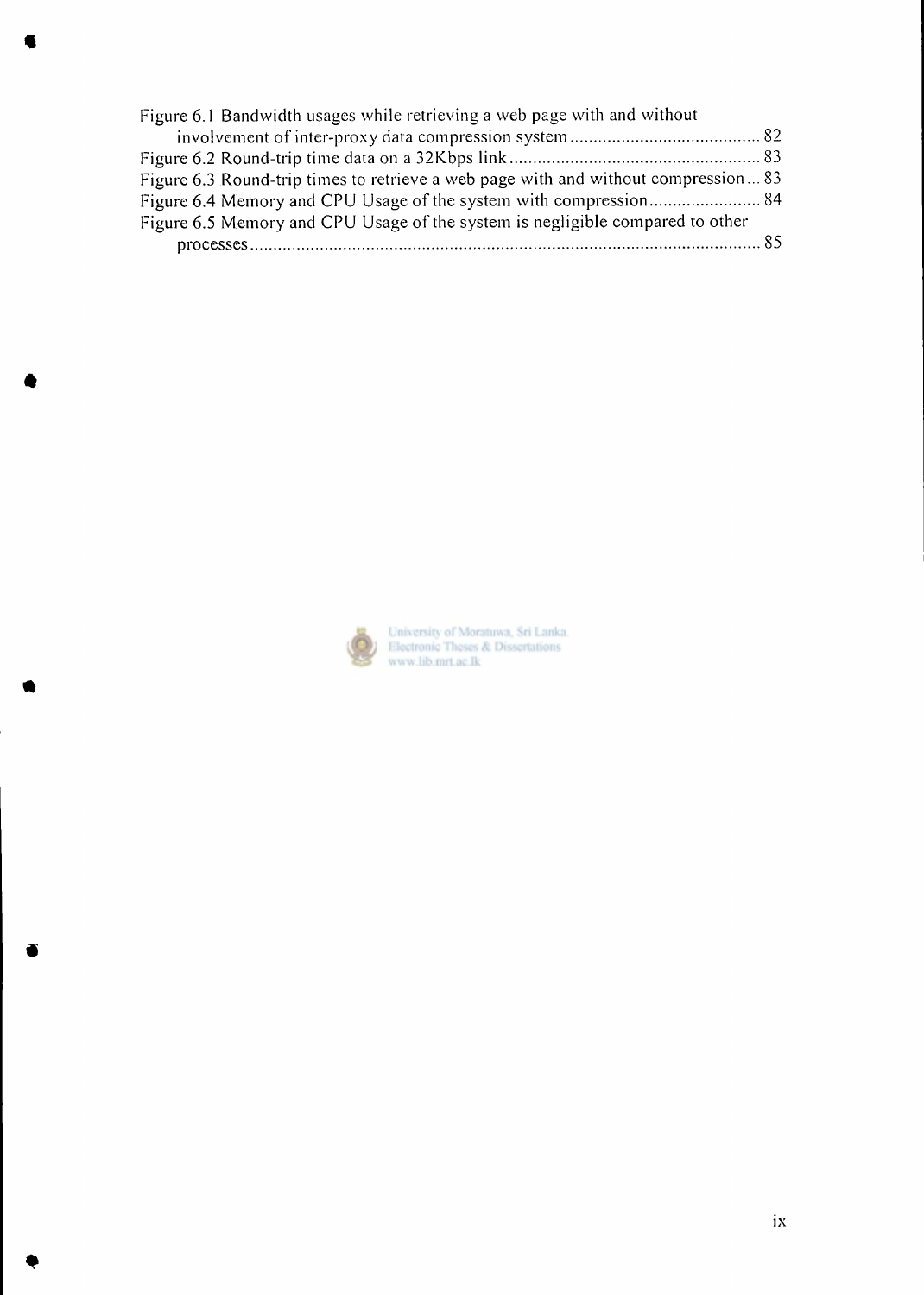Figure 6.1 Bandwidth usages while retrieving a web page with and without involvement of inter-proxy data compression system ........................................ 82

Figure 6.2 Round-trip time data on a 32Kbps link ........................................ 83

Figure 6.3 Round-trip times to retrieve a web page with and without compression ... 83

Figure 6.4 Memory and CPU Usage of the system with compression ........................ 84

Figure 6.5 Memory and CPU Usage of the system is negligible compared to other processes ........................................ 85